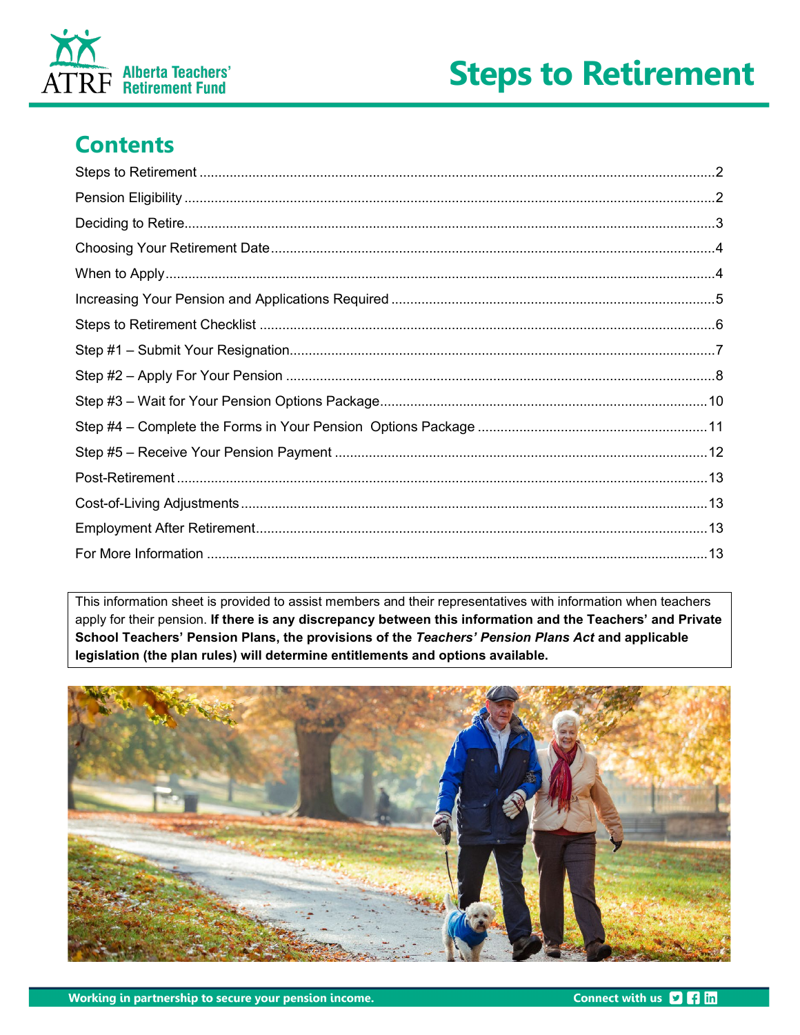Alberta Teachers' Retirement Fund

# Steps to Retirement

## Contents

Steps to Retirement ....................................................................................................................2
Pension Eligibility ........................................................................................................................2
Deciding to Retire.........................................................................................................................3
Choosing Your Retirement Date ...................................................................................................4
When to Apply ..............................................................................................................................4
Increasing Your Pension and Applications Required ....................................................................5
Steps to Retirement Checklist ......................................................................................................6
Step #1 – Submit Your Resignation...............................................................................................7
Step #2 – Apply For Your Pension ................................................................................................8
Step #3 – Wait for Your Pension Options Package......................................................................10
Step #4 – Complete the Forms in Your Pension Options Package ............................................11
Step #5 – Receive Your Pension Payment .................................................................................12
Post-Retirement ..........................................................................................................................13
Cost-of-Living Adjustments .........................................................................................................13
Employment After Retirement.....................................................................................................13
For More Information ..................................................................................................................13

This information sheet is provided to assist members and their representatives with information when teachers apply for their pension. **If there is any discrepancy between this information and the Teachers' and Private School Teachers' Pension Plans, the provisions of the *Teachers' Pension Plans Act* and applicable legislation (the plan rules) will determine entitlements and options available.**

**Working in partnership to secure your pension income.** **Connect with us**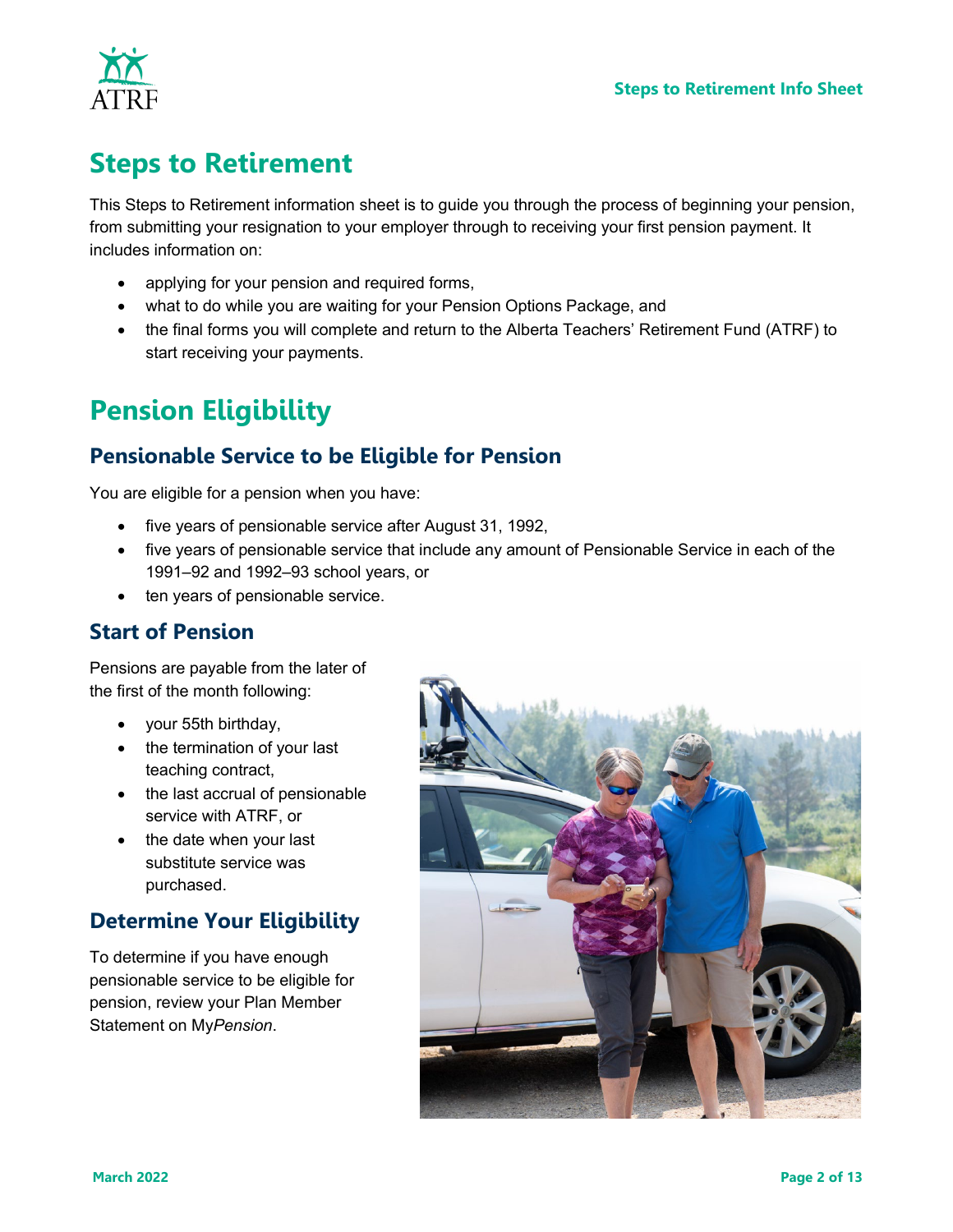# Steps to Retirement

This Steps to Retirement information sheet is to guide you through the process of beginning your pension, from submitting your resignation to your employer through to receiving your first pension payment. It includes information on:

- applying for your pension and required forms,
- what to do while you are waiting for your Pension Options Package, and
- the final forms you will complete and return to the Alberta Teachers' Retirement Fund (ATRF) to start receiving your payments.

# Pension Eligibility

## Pensionable Service to be Eligible for Pension

You are eligible for a pension when you have:

- five years of pensionable service after August 31, 1992,
- five years of pensionable service that include any amount of Pensionable Service in each of the 1991–92 and 1992–93 school years, or
- ten years of pensionable service.

## Start of Pension

Pensions are payable from the later of the first of the month following:

- your 55th birthday,
- the termination of your last teaching contract,
- the last accrual of pensionable service with ATRF, or
- the date when your last substitute service was purchased.

## Determine Your Eligibility

To determine if you have enough pensionable service to be eligible for pension, review your Plan Member Statement on My*Pension*.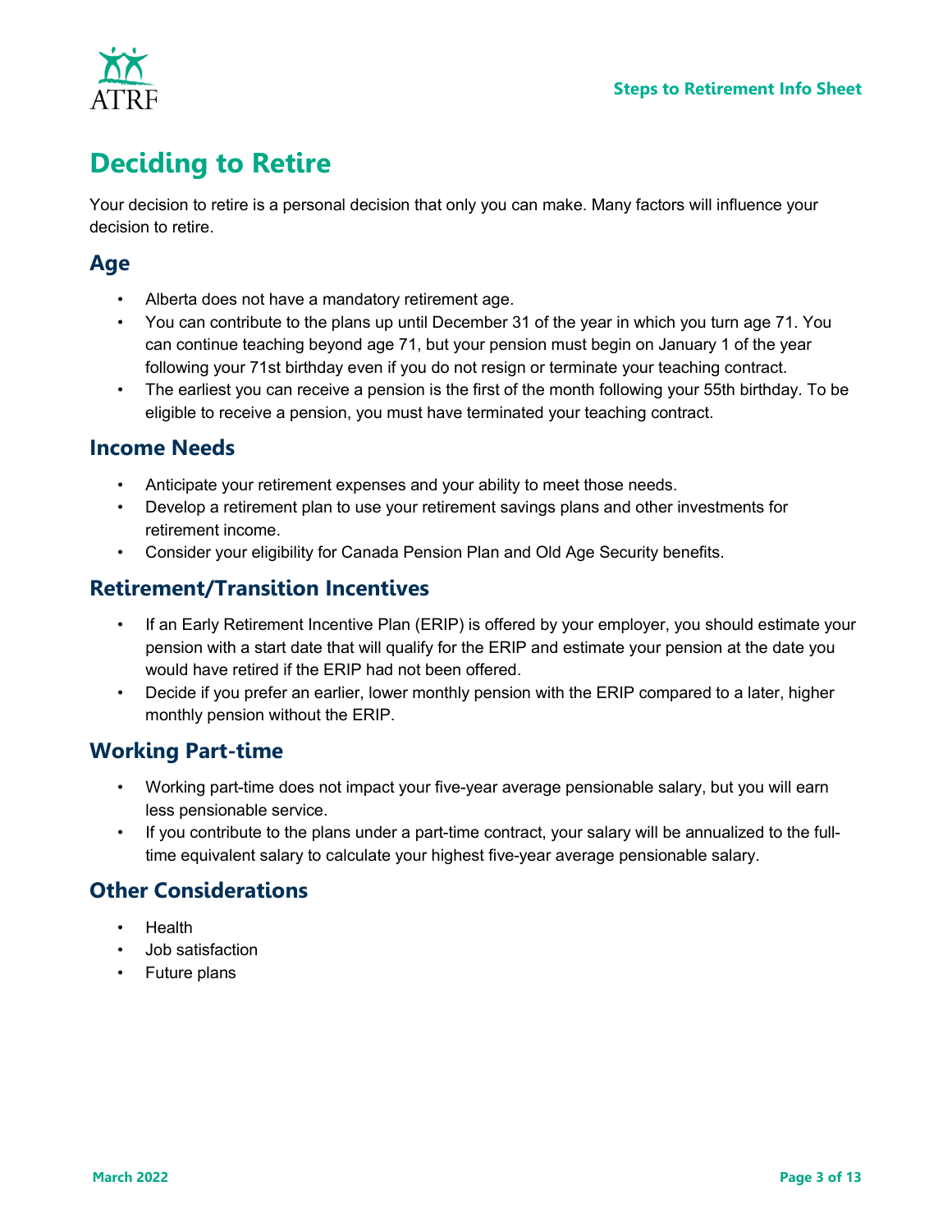# Deciding to Retire

Your decision to retire is a personal decision that only you can make. Many factors will influence your decision to retire.

## Age

- Alberta does not have a mandatory retirement age.
- You can contribute to the plans up until December 31 of the year in which you turn age 71. You can continue teaching beyond age 71, but your pension must begin on January 1 of the year following your 71st birthday even if you do not resign or terminate your teaching contract.
- The earliest you can receive a pension is the first of the month following your 55th birthday. To be eligible to receive a pension, you must have terminated your teaching contract.

## Income Needs

- Anticipate your retirement expenses and your ability to meet those needs.
- Develop a retirement plan to use your retirement savings plans and other investments for retirement income.
- Consider your eligibility for Canada Pension Plan and Old Age Security benefits.

## Retirement/Transition Incentives

- If an Early Retirement Incentive Plan (ERIP) is offered by your employer, you should estimate your pension with a start date that will qualify for the ERIP and estimate your pension at the date you would have retired if the ERIP had not been offered.
- Decide if you prefer an earlier, lower monthly pension with the ERIP compared to a later, higher monthly pension without the ERIP.

## Working Part-time

- Working part-time does not impact your five-year average pensionable salary, but you will earn less pensionable service.
- If you contribute to the plans under a part-time contract, your salary will be annualized to the full-time equivalent salary to calculate your highest five-year average pensionable salary.

## Other Considerations

- Health
- Job satisfaction
- Future plans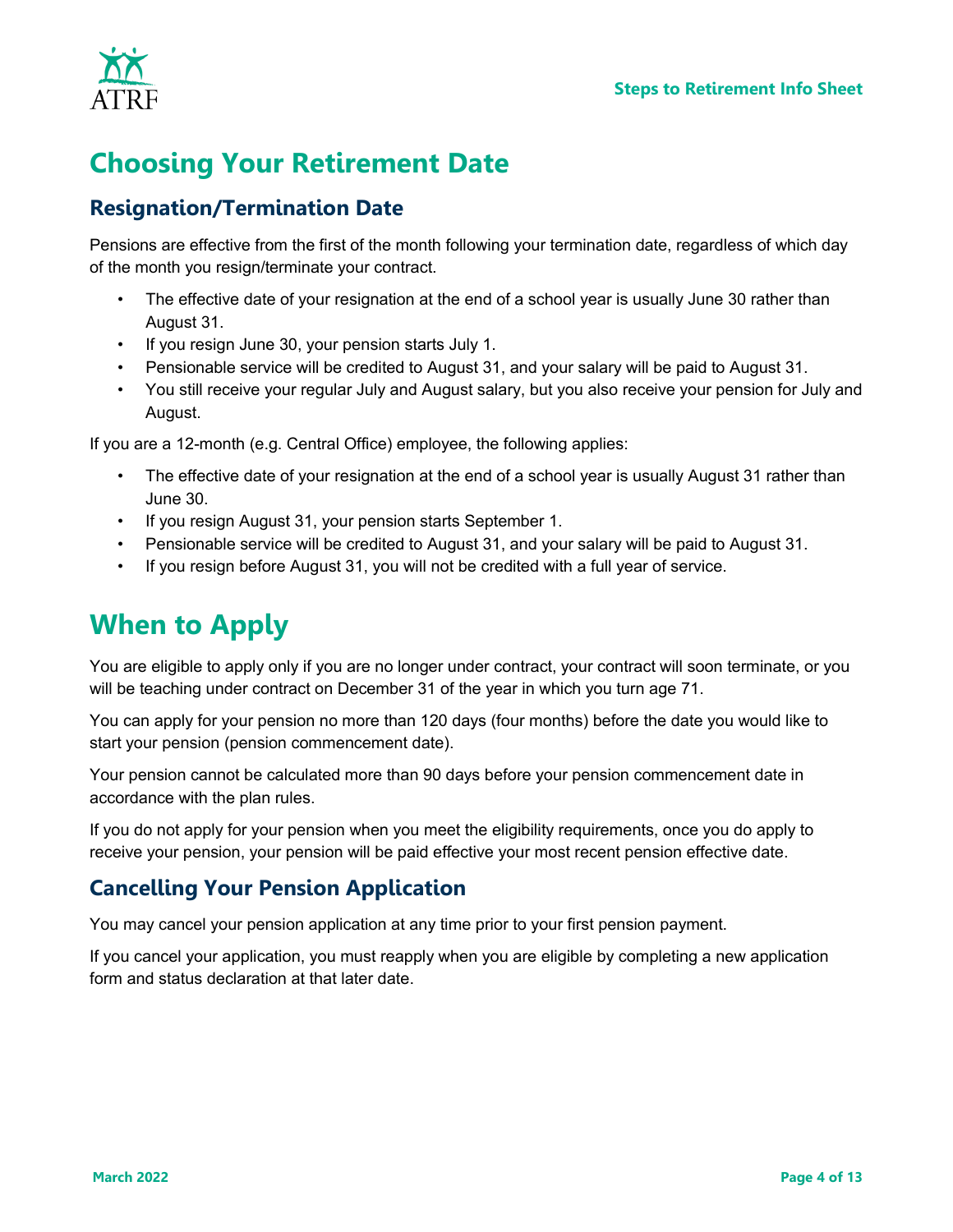# Choosing Your Retirement Date

## Resignation/Termination Date

Pensions are effective from the first of the month following your termination date, regardless of which day of the month you resign/terminate your contract.

- The effective date of your resignation at the end of a school year is usually June 30 rather than August 31.
- If you resign June 30, your pension starts July 1.
- Pensionable service will be credited to August 31, and your salary will be paid to August 31.
- You still receive your regular July and August salary, but you also receive your pension for July and August.

If you are a 12-month (e.g. Central Office) employee, the following applies:

- The effective date of your resignation at the end of a school year is usually August 31 rather than June 30.
- If you resign August 31, your pension starts September 1.
- Pensionable service will be credited to August 31, and your salary will be paid to August 31.
- If you resign before August 31, you will not be credited with a full year of service.

# When to Apply

You are eligible to apply only if you are no longer under contract, your contract will soon terminate, or you will be teaching under contract on December 31 of the year in which you turn age 71.

You can apply for your pension no more than 120 days (four months) before the date you would like to start your pension (pension commencement date).

Your pension cannot be calculated more than 90 days before your pension commencement date in accordance with the plan rules.

If you do not apply for your pension when you meet the eligibility requirements, once you do apply to receive your pension, your pension will be paid effective your most recent pension effective date.

## Cancelling Your Pension Application

You may cancel your pension application at any time prior to your first pension payment.

If you cancel your application, you must reapply when you are eligible by completing a new application form and status declaration at that later date.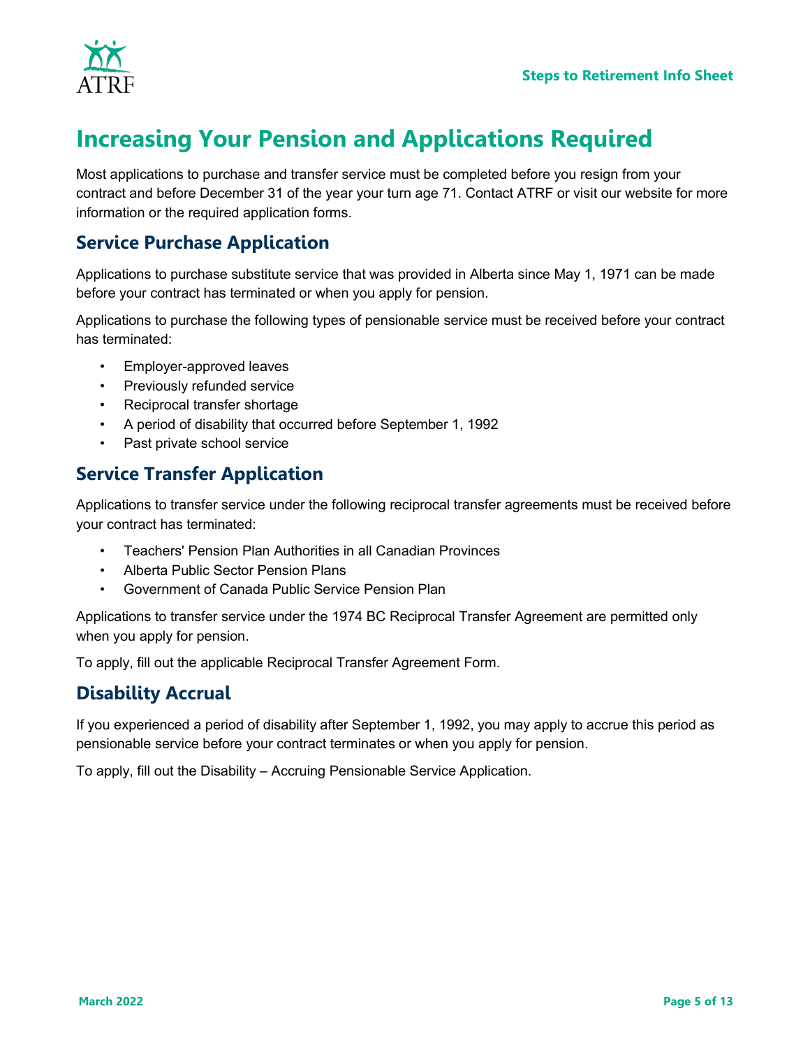# Increasing Your Pension and Applications Required

Most applications to purchase and transfer service must be completed before you resign from your contract and before December 31 of the year your turn age 71. Contact ATRF or visit our website for more information or the required application forms.

## Service Purchase Application

Applications to purchase substitute service that was provided in Alberta since May 1, 1971 can be made before your contract has terminated or when you apply for pension.

Applications to purchase the following types of pensionable service must be received before your contract has terminated:

- Employer-approved leaves
- Previously refunded service
- Reciprocal transfer shortage
- A period of disability that occurred before September 1, 1992
- Past private school service

## Service Transfer Application

Applications to transfer service under the following reciprocal transfer agreements must be received before your contract has terminated:

- Teachers' Pension Plan Authorities in all Canadian Provinces
- Alberta Public Sector Pension Plans
- Government of Canada Public Service Pension Plan

Applications to transfer service under the 1974 BC Reciprocal Transfer Agreement are permitted only when you apply for pension.

To apply, fill out the applicable Reciprocal Transfer Agreement Form.

## Disability Accrual

If you experienced a period of disability after September 1, 1992, you may apply to accrue this period as pensionable service before your contract terminates or when you apply for pension.

To apply, fill out the Disability – Accruing Pensionable Service Application.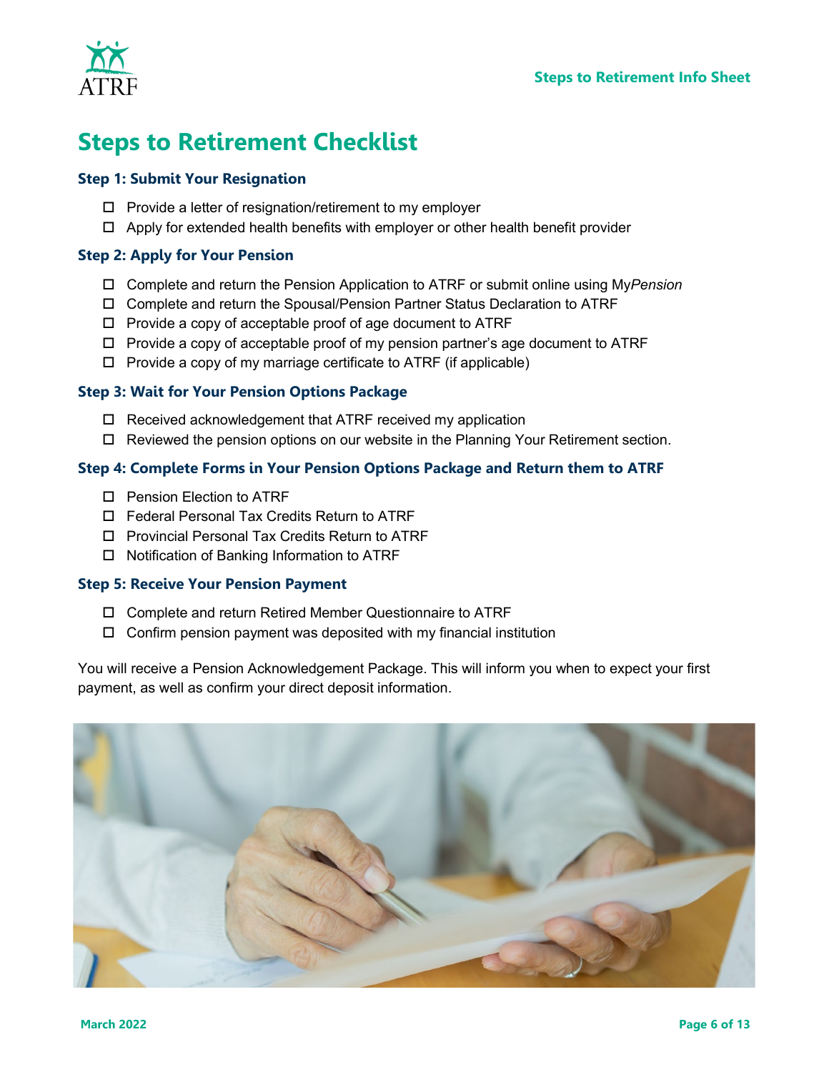# Steps to Retirement Checklist

### Step 1: Submit Your Resignation

- ☐ Provide a letter of resignation/retirement to my employer
- ☐ Apply for extended health benefits with employer or other health benefit provider

### Step 2: Apply for Your Pension

- ☐ Complete and return the Pension Application to ATRF or submit online using My*Pension*
- ☐ Complete and return the Spousal/Pension Partner Status Declaration to ATRF
- ☐ Provide a copy of acceptable proof of age document to ATRF
- ☐ Provide a copy of acceptable proof of my pension partner's age document to ATRF
- ☐ Provide a copy of my marriage certificate to ATRF (if applicable)

### Step 3: Wait for Your Pension Options Package

- ☐ Received acknowledgement that ATRF received my application
- ☐ Reviewed the pension options on our website in the Planning Your Retirement section.

### Step 4: Complete Forms in Your Pension Options Package and Return them to ATRF

- ☐ Pension Election to ATRF
- ☐ Federal Personal Tax Credits Return to ATRF
- ☐ Provincial Personal Tax Credits Return to ATRF
- ☐ Notification of Banking Information to ATRF

### Step 5: Receive Your Pension Payment

- ☐ Complete and return Retired Member Questionnaire to ATRF
- ☐ Confirm pension payment was deposited with my financial institution

You will receive a Pension Acknowledgement Package. This will inform you when to expect your first payment, as well as confirm your direct deposit information.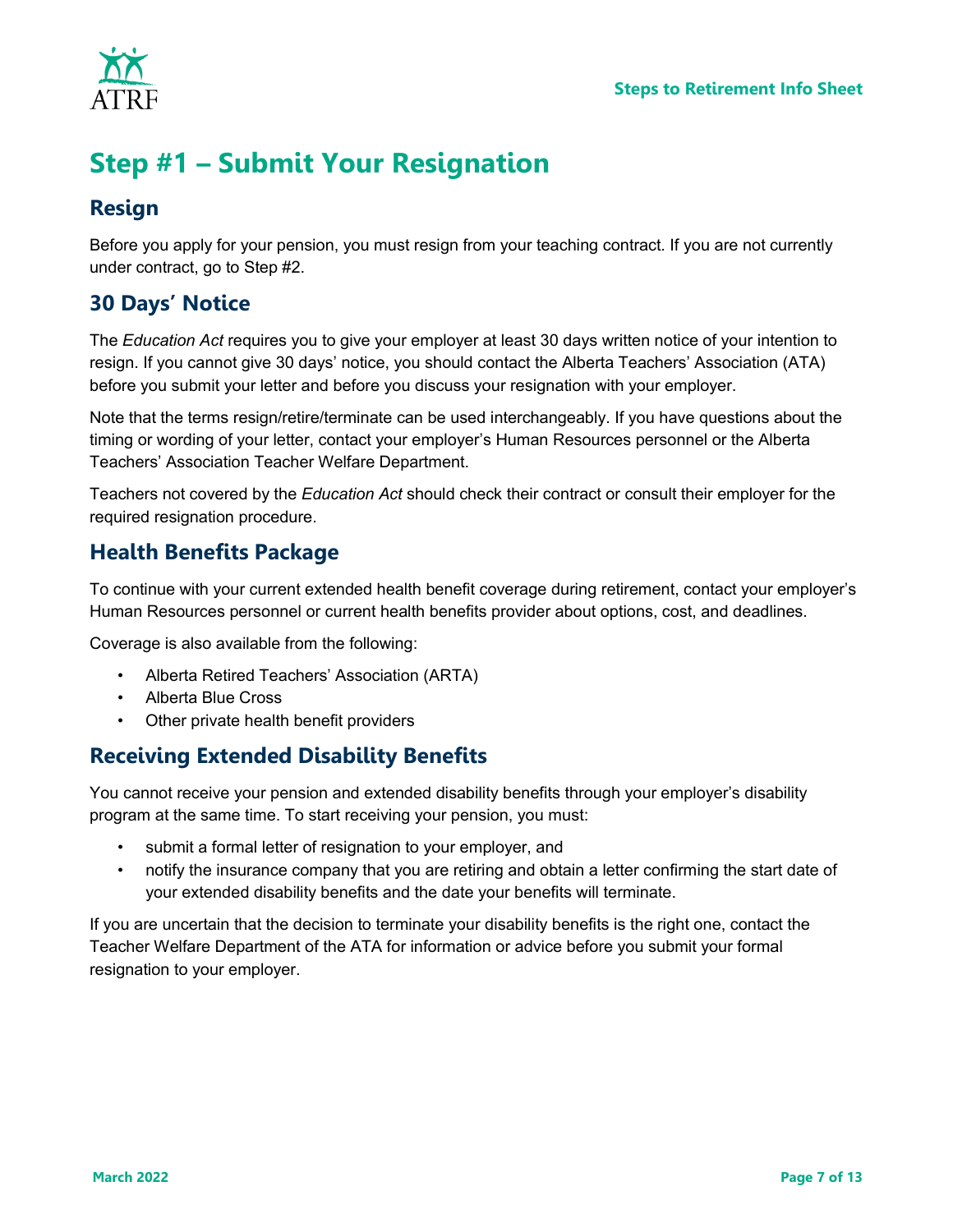# Step #1 – Submit Your Resignation

## Resign

Before you apply for your pension, you must resign from your teaching contract. If you are not currently under contract, go to Step #2.

## 30 Days' Notice

The *Education Act* requires you to give your employer at least 30 days written notice of your intention to resign. If you cannot give 30 days' notice, you should contact the Alberta Teachers' Association (ATA) before you submit your letter and before you discuss your resignation with your employer.

Note that the terms resign/retire/terminate can be used interchangeably. If you have questions about the timing or wording of your letter, contact your employer's Human Resources personnel or the Alberta Teachers' Association Teacher Welfare Department.

Teachers not covered by the *Education Act* should check their contract or consult their employer for the required resignation procedure.

## Health Benefits Package

To continue with your current extended health benefit coverage during retirement, contact your employer's Human Resources personnel or current health benefits provider about options, cost, and deadlines.

Coverage is also available from the following:

- Alberta Retired Teachers' Association (ARTA)
- Alberta Blue Cross
- Other private health benefit providers

## Receiving Extended Disability Benefits

You cannot receive your pension and extended disability benefits through your employer's disability program at the same time. To start receiving your pension, you must:

- submit a formal letter of resignation to your employer, and
- notify the insurance company that you are retiring and obtain a letter confirming the start date of your extended disability benefits and the date your benefits will terminate.

If you are uncertain that the decision to terminate your disability benefits is the right one, contact the Teacher Welfare Department of the ATA for information or advice before you submit your formal resignation to your employer.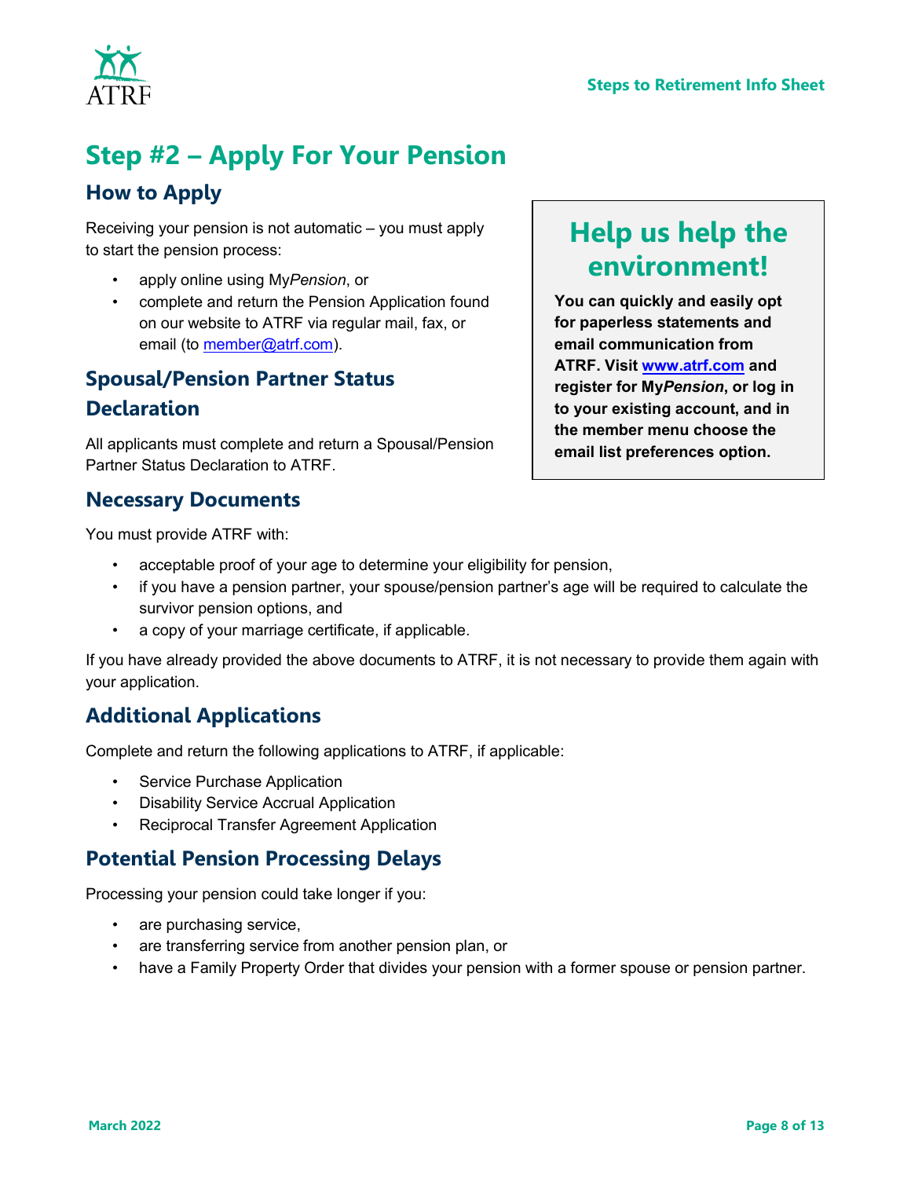# Step #2 – Apply For Your Pension

## How to Apply

Receiving your pension is not automatic – you must apply to start the pension process:

- apply online using My*Pension*, or
- complete and return the Pension Application found on our website to ATRF via regular mail, fax, or email (to member@atrf.com).

## Spousal/Pension Partner Status Declaration

All applicants must complete and return a Spousal/Pension Partner Status Declaration to ATRF.

> ## Help us help the environment!
>
> **You can quickly and easily opt for paperless statements and email communication from ATRF. Visit www.atrf.com and register for My*Pension*, or log in to your existing account, and in the member menu choose the email list preferences option.**

## Necessary Documents

You must provide ATRF with:

- acceptable proof of your age to determine your eligibility for pension,
- if you have a pension partner, your spouse/pension partner's age will be required to calculate the survivor pension options, and
- a copy of your marriage certificate, if applicable.

If you have already provided the above documents to ATRF, it is not necessary to provide them again with your application.

## Additional Applications

Complete and return the following applications to ATRF, if applicable:

- Service Purchase Application
- Disability Service Accrual Application
- Reciprocal Transfer Agreement Application

## Potential Pension Processing Delays

Processing your pension could take longer if you:

- are purchasing service,
- are transferring service from another pension plan, or
- have a Family Property Order that divides your pension with a former spouse or pension partner.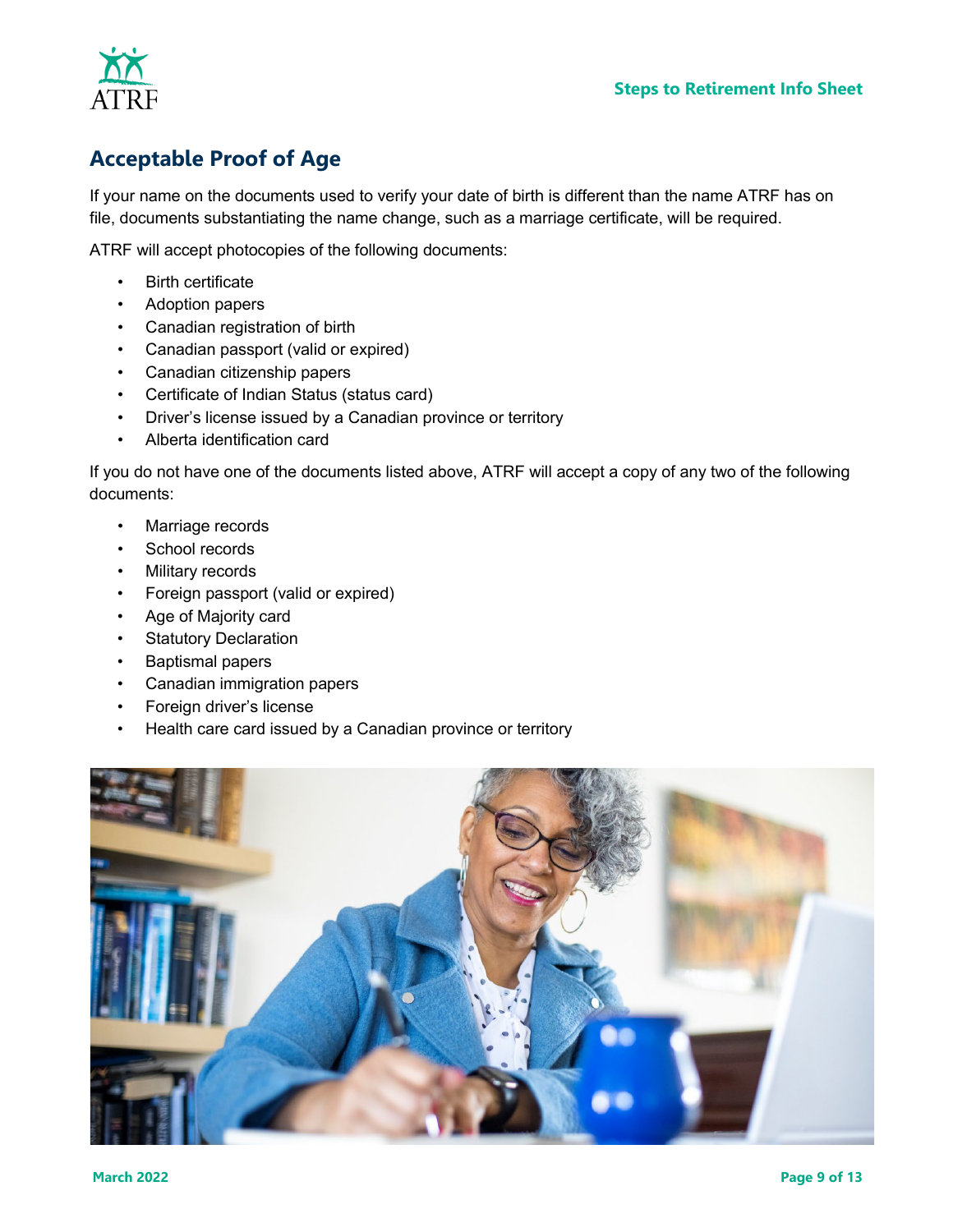## Acceptable Proof of Age

If your name on the documents used to verify your date of birth is different than the name ATRF has on file, documents substantiating the name change, such as a marriage certificate, will be required.

ATRF will accept photocopies of the following documents:

- Birth certificate
- Adoption papers
- Canadian registration of birth
- Canadian passport (valid or expired)
- Canadian citizenship papers
- Certificate of Indian Status (status card)
- Driver's license issued by a Canadian province or territory
- Alberta identification card

If you do not have one of the documents listed above, ATRF will accept a copy of any two of the following documents:

- Marriage records
- School records
- Military records
- Foreign passport (valid or expired)
- Age of Majority card
- Statutory Declaration
- Baptismal papers
- Canadian immigration papers
- Foreign driver's license
- Health care card issued by a Canadian province or territory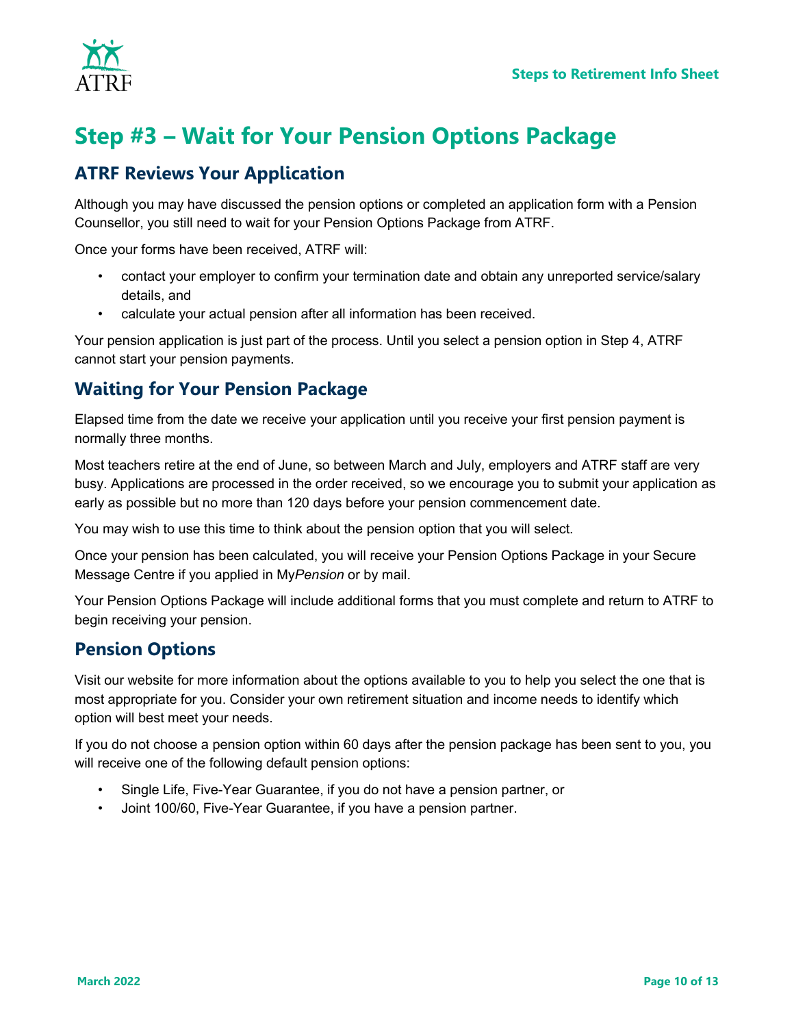# Step #3 – Wait for Your Pension Options Package

## ATRF Reviews Your Application

Although you may have discussed the pension options or completed an application form with a Pension Counsellor, you still need to wait for your Pension Options Package from ATRF.

Once your forms have been received, ATRF will:

- contact your employer to confirm your termination date and obtain any unreported service/salary details, and
- calculate your actual pension after all information has been received.

Your pension application is just part of the process. Until you select a pension option in Step 4, ATRF cannot start your pension payments.

## Waiting for Your Pension Package

Elapsed time from the date we receive your application until you receive your first pension payment is normally three months.

Most teachers retire at the end of June, so between March and July, employers and ATRF staff are very busy. Applications are processed in the order received, so we encourage you to submit your application as early as possible but no more than 120 days before your pension commencement date.

You may wish to use this time to think about the pension option that you will select.

Once your pension has been calculated, you will receive your Pension Options Package in your Secure Message Centre if you applied in My*Pension* or by mail.

Your Pension Options Package will include additional forms that you must complete and return to ATRF to begin receiving your pension.

## Pension Options

Visit our website for more information about the options available to you to help you select the one that is most appropriate for you. Consider your own retirement situation and income needs to identify which option will best meet your needs.

If you do not choose a pension option within 60 days after the pension package has been sent to you, you will receive one of the following default pension options:

- Single Life, Five-Year Guarantee, if you do not have a pension partner, or
- Joint 100/60, Five-Year Guarantee, if you have a pension partner.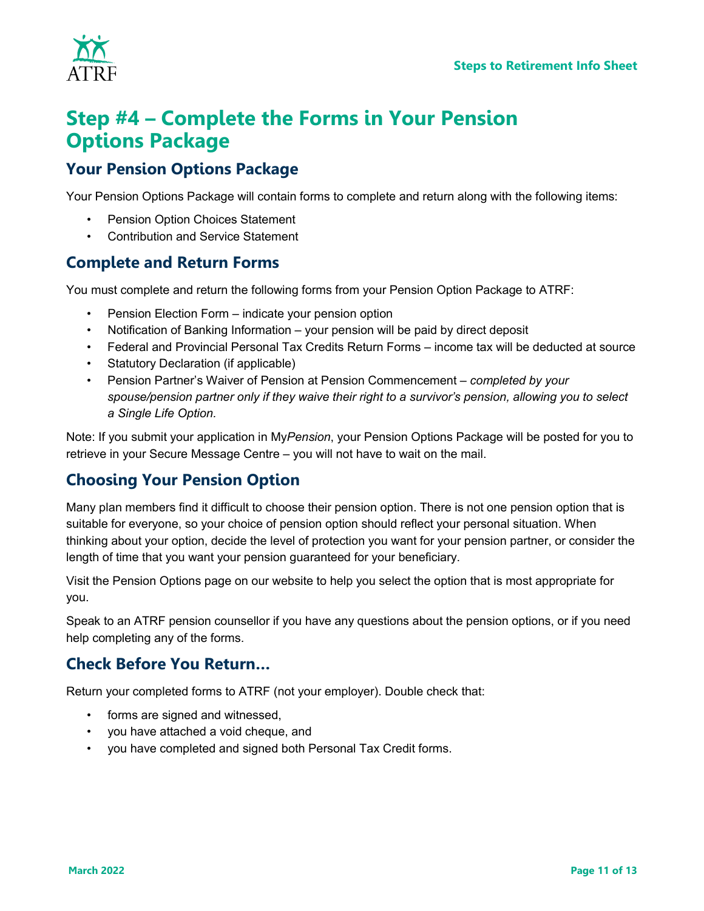# Step #4 – Complete the Forms in Your Pension Options Package

## Your Pension Options Package

Your Pension Options Package will contain forms to complete and return along with the following items:

- Pension Option Choices Statement
- Contribution and Service Statement

## Complete and Return Forms

You must complete and return the following forms from your Pension Option Package to ATRF:

- Pension Election Form – indicate your pension option
- Notification of Banking Information – your pension will be paid by direct deposit
- Federal and Provincial Personal Tax Credits Return Forms – income tax will be deducted at source
- Statutory Declaration (if applicable)
- Pension Partner's Waiver of Pension at Pension Commencement – *completed by your spouse/pension partner only if they waive their right to a survivor's pension, allowing you to select a Single Life Option.*

Note: If you submit your application in My*Pension*, your Pension Options Package will be posted for you to retrieve in your Secure Message Centre – you will not have to wait on the mail.

## Choosing Your Pension Option

Many plan members find it difficult to choose their pension option. There is not one pension option that is suitable for everyone, so your choice of pension option should reflect your personal situation. When thinking about your option, decide the level of protection you want for your pension partner, or consider the length of time that you want your pension guaranteed for your beneficiary.

Visit the Pension Options page on our website to help you select the option that is most appropriate for you.

Speak to an ATRF pension counsellor if you have any questions about the pension options, or if you need help completing any of the forms.

## Check Before You Return…

Return your completed forms to ATRF (not your employer). Double check that:

- forms are signed and witnessed,
- you have attached a void cheque, and
- you have completed and signed both Personal Tax Credit forms.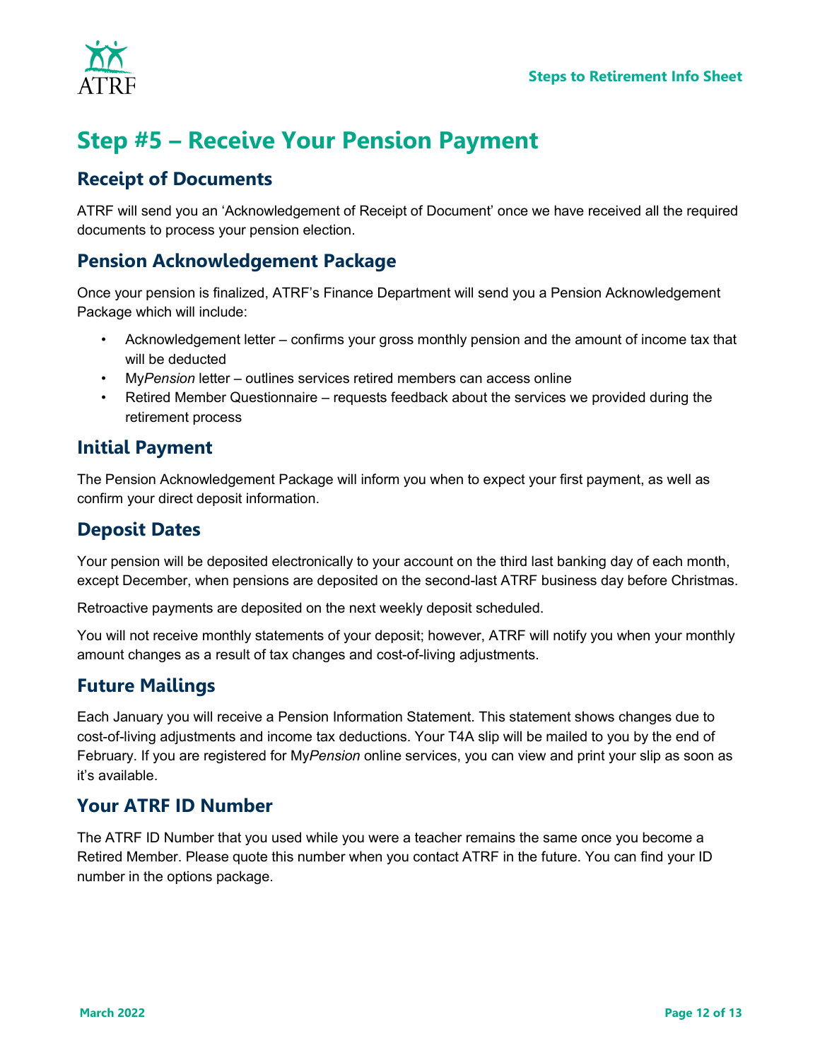# Step #5 – Receive Your Pension Payment

## Receipt of Documents

ATRF will send you an 'Acknowledgement of Receipt of Document' once we have received all the required documents to process your pension election.

## Pension Acknowledgement Package

Once your pension is finalized, ATRF's Finance Department will send you a Pension Acknowledgement Package which will include:

- Acknowledgement letter – confirms your gross monthly pension and the amount of income tax that will be deducted
- My*Pension* letter – outlines services retired members can access online
- Retired Member Questionnaire – requests feedback about the services we provided during the retirement process

## Initial Payment

The Pension Acknowledgement Package will inform you when to expect your first payment, as well as confirm your direct deposit information.

## Deposit Dates

Your pension will be deposited electronically to your account on the third last banking day of each month, except December, when pensions are deposited on the second-last ATRF business day before Christmas.

Retroactive payments are deposited on the next weekly deposit scheduled.

You will not receive monthly statements of your deposit; however, ATRF will notify you when your monthly amount changes as a result of tax changes and cost-of-living adjustments.

## Future Mailings

Each January you will receive a Pension Information Statement. This statement shows changes due to cost-of-living adjustments and income tax deductions. Your T4A slip will be mailed to you by the end of February. If you are registered for My*Pension* online services, you can view and print your slip as soon as it's available.

## Your ATRF ID Number

The ATRF ID Number that you used while you were a teacher remains the same once you become a Retired Member. Please quote this number when you contact ATRF in the future. You can find your ID number in the options package.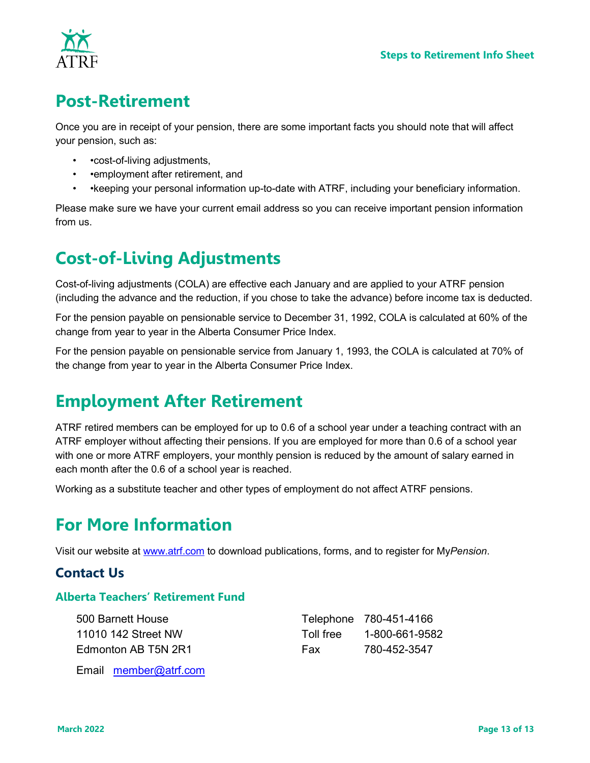# Post-Retirement

Once you are in receipt of your pension, there are some important facts you should note that will affect your pension, such as:

- •cost-of-living adjustments,
- •employment after retirement, and
- •keeping your personal information up-to-date with ATRF, including your beneficiary information.

Please make sure we have your current email address so you can receive important pension information from us.

# Cost-of-Living Adjustments

Cost-of-living adjustments (COLA) are effective each January and are applied to your ATRF pension (including the advance and the reduction, if you chose to take the advance) before income tax is deducted.

For the pension payable on pensionable service to December 31, 1992, COLA is calculated at 60% of the change from year to year in the Alberta Consumer Price Index.

For the pension payable on pensionable service from January 1, 1993, the COLA is calculated at 70% of the change from year to year in the Alberta Consumer Price Index.

# Employment After Retirement

ATRF retired members can be employed for up to 0.6 of a school year under a teaching contract with an ATRF employer without affecting their pensions. If you are employed for more than 0.6 of a school year with one or more ATRF employers, your monthly pension is reduced by the amount of salary earned in each month after the 0.6 of a school year is reached.

Working as a substitute teacher and other types of employment do not affect ATRF pensions.

# For More Information

Visit our website at www.atrf.com to download publications, forms, and to register for My*Pension*.

## Contact Us

### Alberta Teachers' Retirement Fund

500 Barnett House
11010 142 Street NW
Edmonton AB T5N 2R1

Telephone 780-451-4166
Toll free 1-800-661-9582
Fax 780-452-3547

Email member@atrf.com